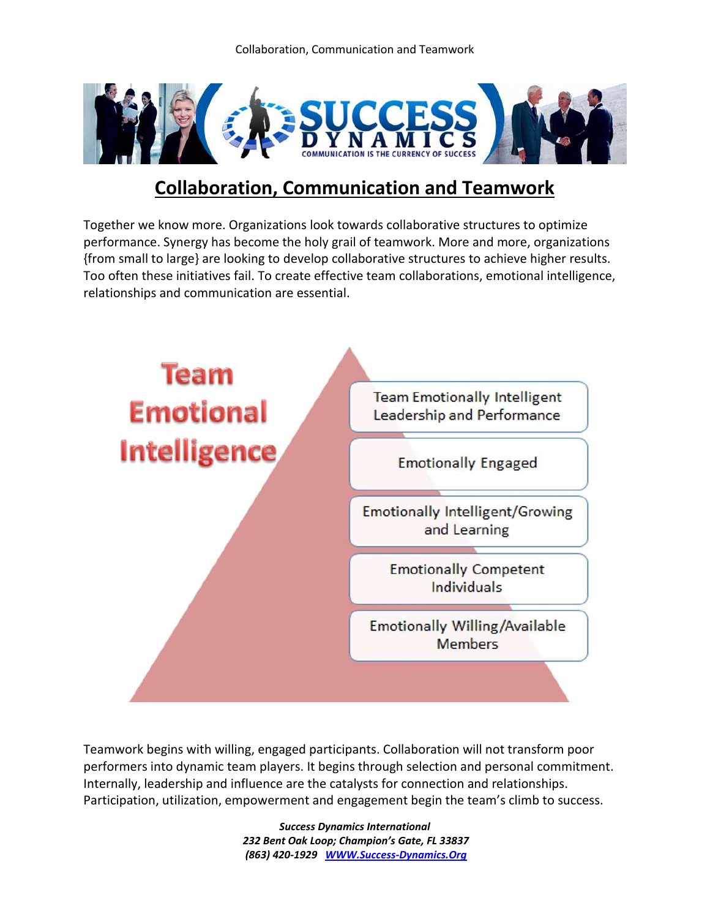## Collaboration, Communication and Teamwork

Together we know more. Organizations look towards collaborative structures to optimize performance. Synergy has become the holy grail of teamwork. More and more, organizations {from small to large} are looking to develop collaborative structures to achieve higher results. Too often these initiatives fail. To create effective team collaborations, emotional intelligence, relationships and communication are essential.

**Team Emotional Intelligence**

- Team Emotionally Intelligent Leadership and Performance
- Emotionally Engaged
- Emotionally Intelligent/Growing and Learning
- Emotionally Competent Individuals
- Emotionally Willing/Available Members

Teamwork begins with willing, engaged participants. Collaboration will not transform poor performers into dynamic team players. It begins through selection and personal commitment. Internally, leadership and influence are the catalysts for connection and relationships. Participation, utilization, empowerment and engagement begin the team's climb to success.

***Success Dynamics International***
***232 Bent Oak Loop; Champion's Gate, FL 33837***
***(863) 420-1929 [WWW.Success-Dynamics.Org](http://WWW.Success-Dynamics.Org)***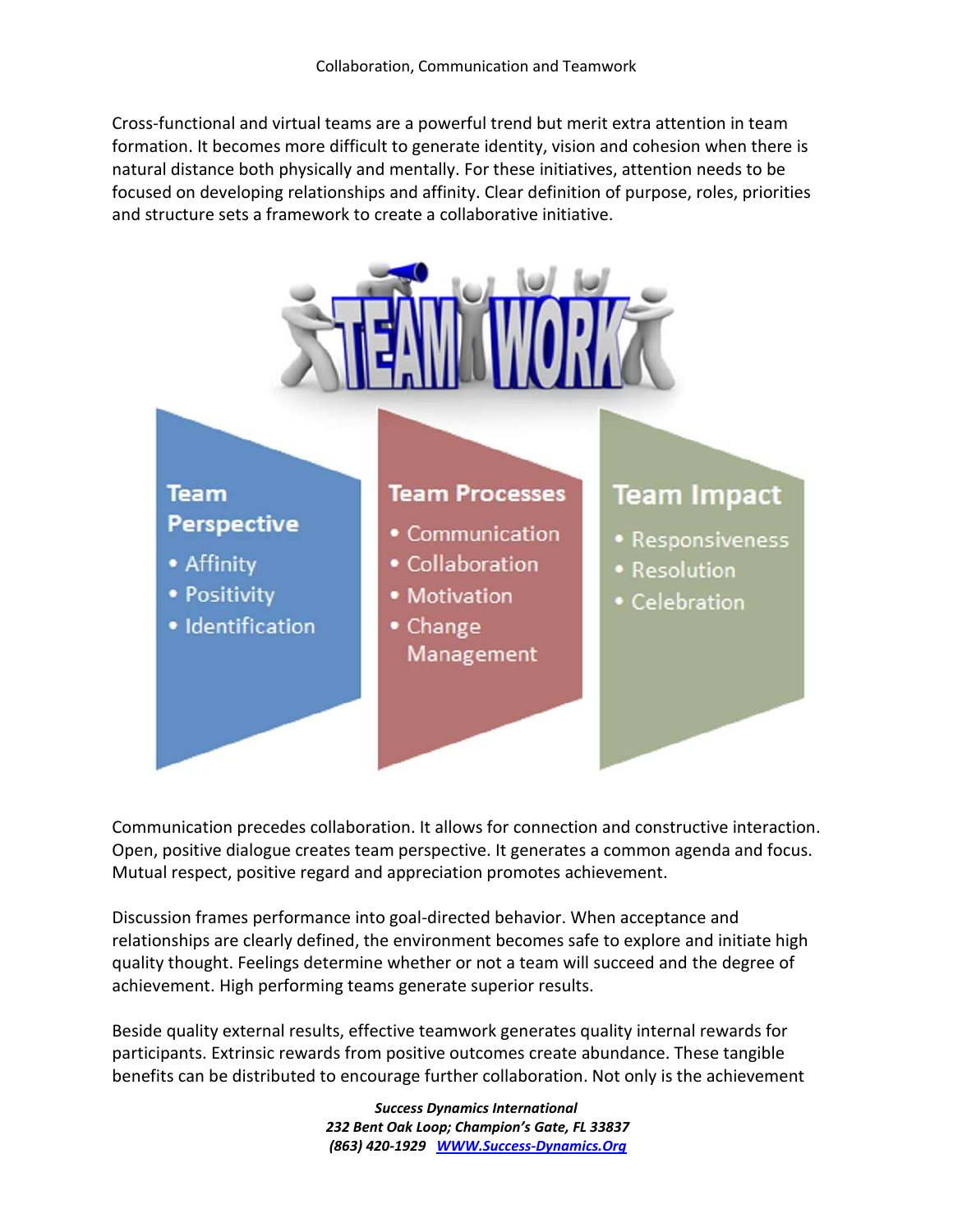Cross-functional and virtual teams are a powerful trend but merit extra attention in team formation. It becomes more difficult to generate identity, vision and cohesion when there is natural distance both physically and mentally. For these initiatives, attention needs to be focused on developing relationships and affinity. Clear definition of purpose, roles, priorities and structure sets a framework to create a collaborative initiative.

**Team Perspective**
- Affinity
- Positivity
- Identification

**Team Processes**
- Communication
- Collaboration
- Motivation
- Change Management

**Team Impact**
- Responsiveness
- Resolution
- Celebration

Communication precedes collaboration. It allows for connection and constructive interaction. Open, positive dialogue creates team perspective. It generates a common agenda and focus. Mutual respect, positive regard and appreciation promotes achievement.

Discussion frames performance into goal-directed behavior. When acceptance and relationships are clearly defined, the environment becomes safe to explore and initiate high quality thought. Feelings determine whether or not a team will succeed and the degree of achievement. High performing teams generate superior results.

Beside quality external results, effective teamwork generates quality internal rewards for participants. Extrinsic rewards from positive outcomes create abundance. These tangible benefits can be distributed to encourage further collaboration. Not only is the achievement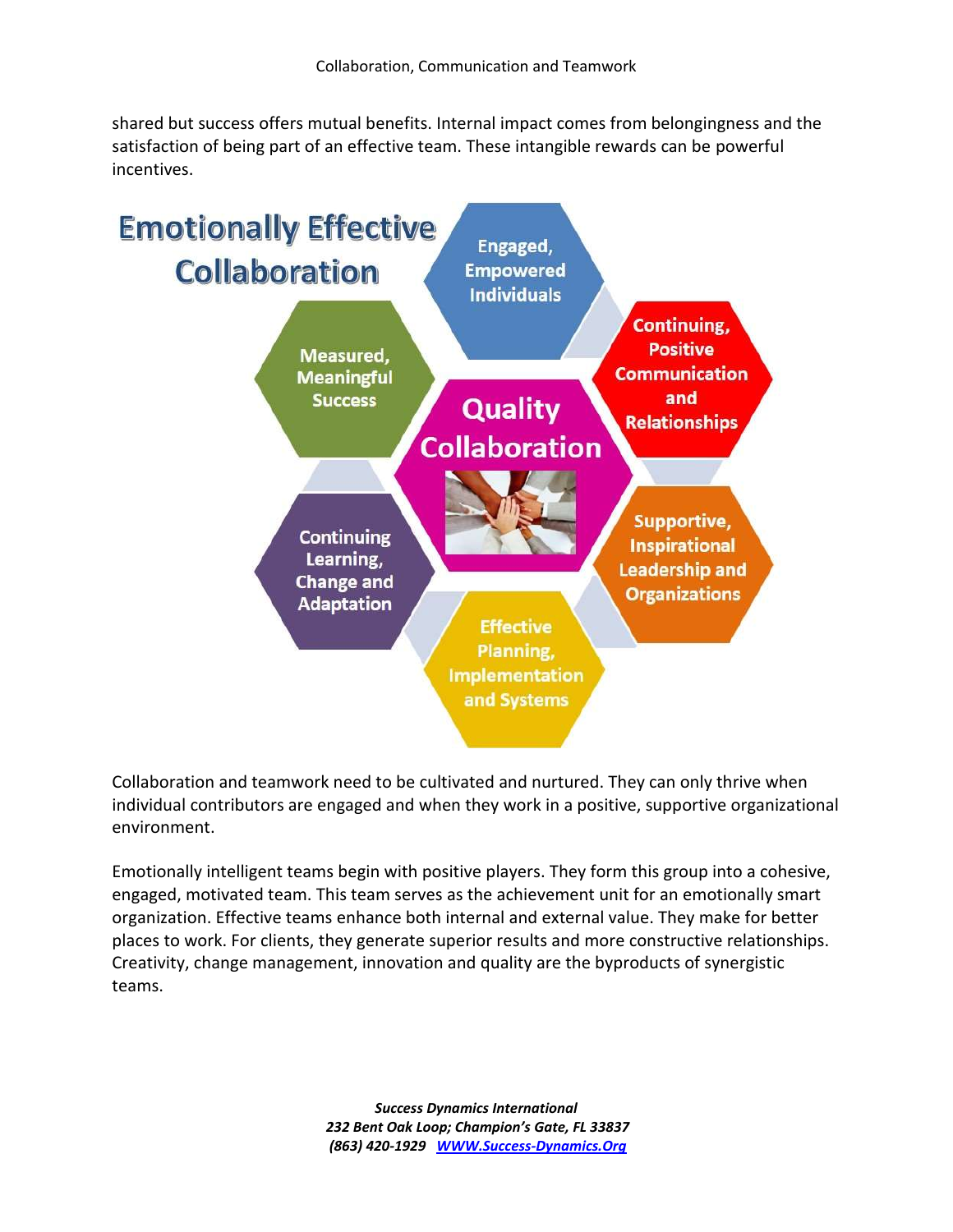shared but success offers mutual benefits. Internal impact comes from belongingness and the satisfaction of being part of an effective team. These intangible rewards can be powerful incentives.

## Emotionally Effective Collaboration

**Quality Collaboration**

- Engaged, Empowered Individuals
- Continuing, Positive Communication and Relationships
- Supportive, Inspirational Leadership and Organizations
- Effective Planning, Implementation and Systems
- Continuing Learning, Change and Adaptation
- Measured, Meaningful Success

Collaboration and teamwork need to be cultivated and nurtured. They can only thrive when individual contributors are engaged and when they work in a positive, supportive organizational environment.

Emotionally intelligent teams begin with positive players. They form this group into a cohesive, engaged, motivated team. This team serves as the achievement unit for an emotionally smart organization. Effective teams enhance both internal and external value. They make for better places to work. For clients, they generate superior results and more constructive relationships. Creativity, change management, innovation and quality are the byproducts of synergistic teams.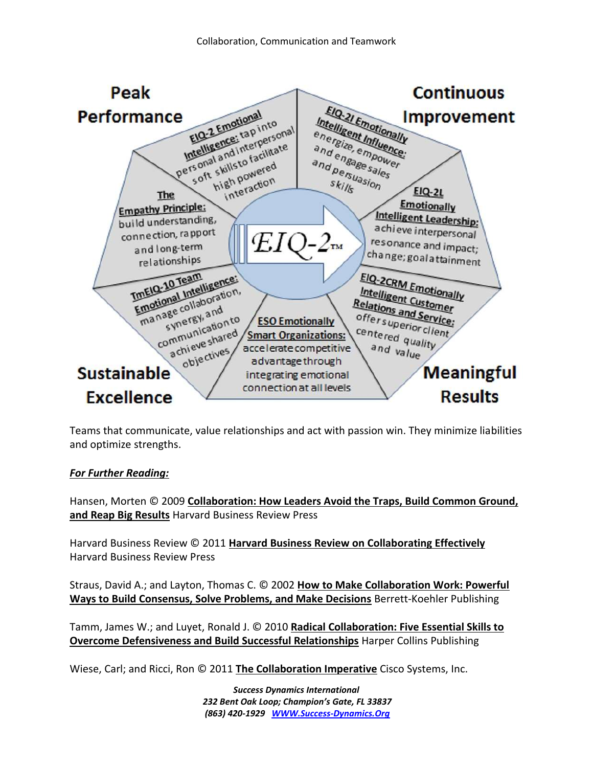Peak Performance

Continuous Improvement

**EIQ-2 Emotional Intelligence:** tap into personal and interpersonal soft skills to facilitate high powered interaction

**EIQ-2I Emotionally Intelligent Influence:** energize, empower and engage sales and persuasion skills

**The Empathy Principle:** build understanding, connection, rapport and long-term relationships

EIQ-2™

**EIQ-2L Emotionally Intelligent Leadership:** achieve interpersonal resonance and impact; change; goal attainment

**TmEIQ-10 Team Emotional Intelligence:** manage collaboration, synergy, and communication to achieve shared objectives

**ESO Emotionally Smart Organizations:** accelerate competitive advantage through integrating emotional connection at all levels

**EIQ-2CRM Emotionally Intelligent Customer Relations and Service:** offer superior client centered quality and value

Sustainable Excellence

Meaningful Results

Teams that communicate, value relationships and act with passion win. They minimize liabilities and optimize strengths.

***For Further Reading:***

Hansen, Morten © 2009 **Collaboration: How Leaders Avoid the Traps, Build Common Ground, and Reap Big Results** Harvard Business Review Press

Harvard Business Review © 2011 **Harvard Business Review on Collaborating Effectively** Harvard Business Review Press

Straus, David A.; and Layton, Thomas C. © 2002 **How to Make Collaboration Work: Powerful Ways to Build Consensus, Solve Problems, and Make Decisions** Berrett-Koehler Publishing

Tamm, James W.; and Luyet, Ronald J. © 2010 **Radical Collaboration: Five Essential Skills to Overcome Defensiveness and Build Successful Relationships** Harper Collins Publishing

Wiese, Carl; and Ricci, Ron © 2011 **The Collaboration Imperative** Cisco Systems, Inc.

*Success Dynamics International*
*232 Bent Oak Loop; Champion's Gate, FL 33837*
*(863) 420-1929 WWW.Success-Dynamics.Org*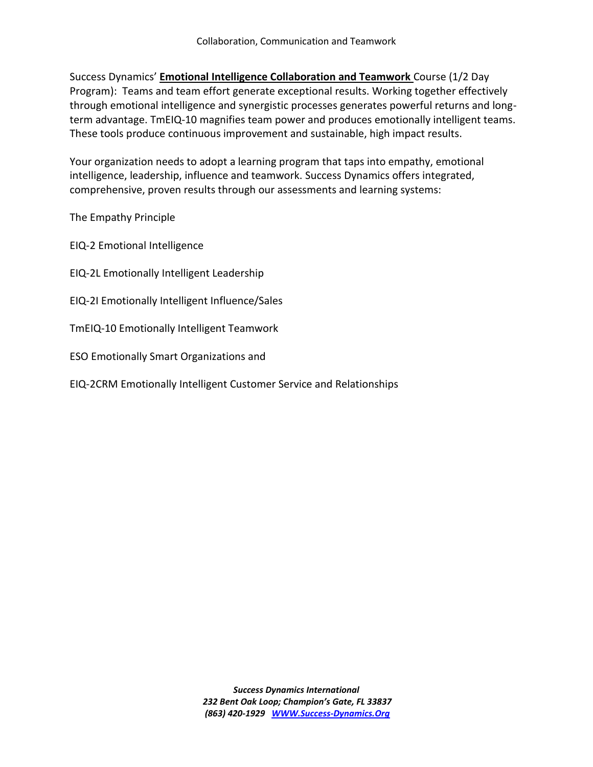Success Dynamics' **Emotional Intelligence Collaboration and Teamwork** Course (1/2 Day Program): Teams and team effort generate exceptional results. Working together effectively through emotional intelligence and synergistic processes generates powerful returns and long-term advantage. TmEIQ-10 magnifies team power and produces emotionally intelligent teams. These tools produce continuous improvement and sustainable, high impact results.

Your organization needs to adopt a learning program that taps into empathy, emotional intelligence, leadership, influence and teamwork. Success Dynamics offers integrated, comprehensive, proven results through our assessments and learning systems:

The Empathy Principle

EIQ-2 Emotional Intelligence

EIQ-2L Emotionally Intelligent Leadership

EIQ-2I Emotionally Intelligent Influence/Sales

TmEIQ-10 Emotionally Intelligent Teamwork

ESO Emotionally Smart Organizations and

EIQ-2CRM Emotionally Intelligent Customer Service and Relationships